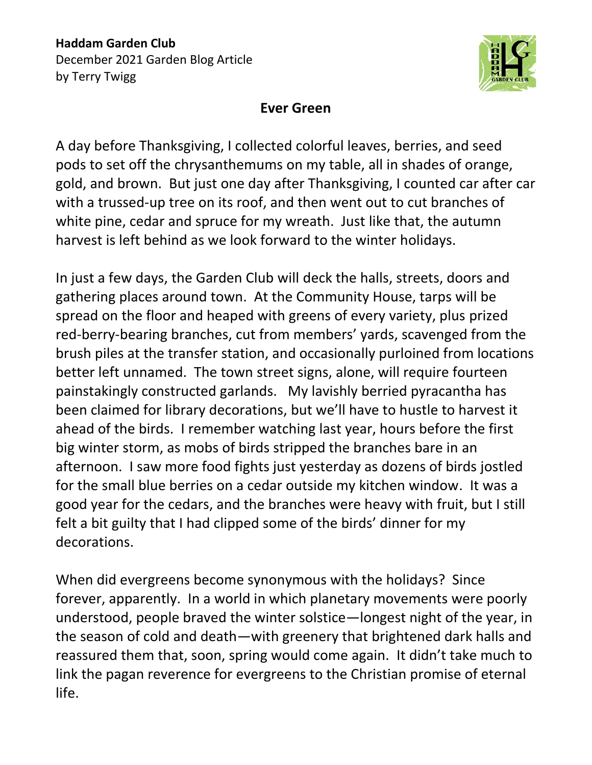**Haddam Garden Club**
December 2021 Garden Blog Article
by Terry Twigg

## Ever Green

A day before Thanksgiving, I collected colorful leaves, berries, and seed pods to set off the chrysanthemums on my table, all in shades of orange, gold, and brown. But just one day after Thanksgiving, I counted car after car with a trussed-up tree on its roof, and then went out to cut branches of white pine, cedar and spruce for my wreath. Just like that, the autumn harvest is left behind as we look forward to the winter holidays.

In just a few days, the Garden Club will deck the halls, streets, doors and gathering places around town. At the Community House, tarps will be spread on the floor and heaped with greens of every variety, plus prized red-berry-bearing branches, cut from members' yards, scavenged from the brush piles at the transfer station, and occasionally purloined from locations better left unnamed. The town street signs, alone, will require fourteen painstakingly constructed garlands. My lavishly berried pyracantha has been claimed for library decorations, but we'll have to hustle to harvest it ahead of the birds. I remember watching last year, hours before the first big winter storm, as mobs of birds stripped the branches bare in an afternoon. I saw more food fights just yesterday as dozens of birds jostled for the small blue berries on a cedar outside my kitchen window. It was a good year for the cedars, and the branches were heavy with fruit, but I still felt a bit guilty that I had clipped some of the birds' dinner for my decorations.

When did evergreens become synonymous with the holidays? Since forever, apparently. In a world in which planetary movements were poorly understood, people braved the winter solstice—longest night of the year, in the season of cold and death—with greenery that brightened dark halls and reassured them that, soon, spring would come again. It didn't take much to link the pagan reverence for evergreens to the Christian promise of eternal life.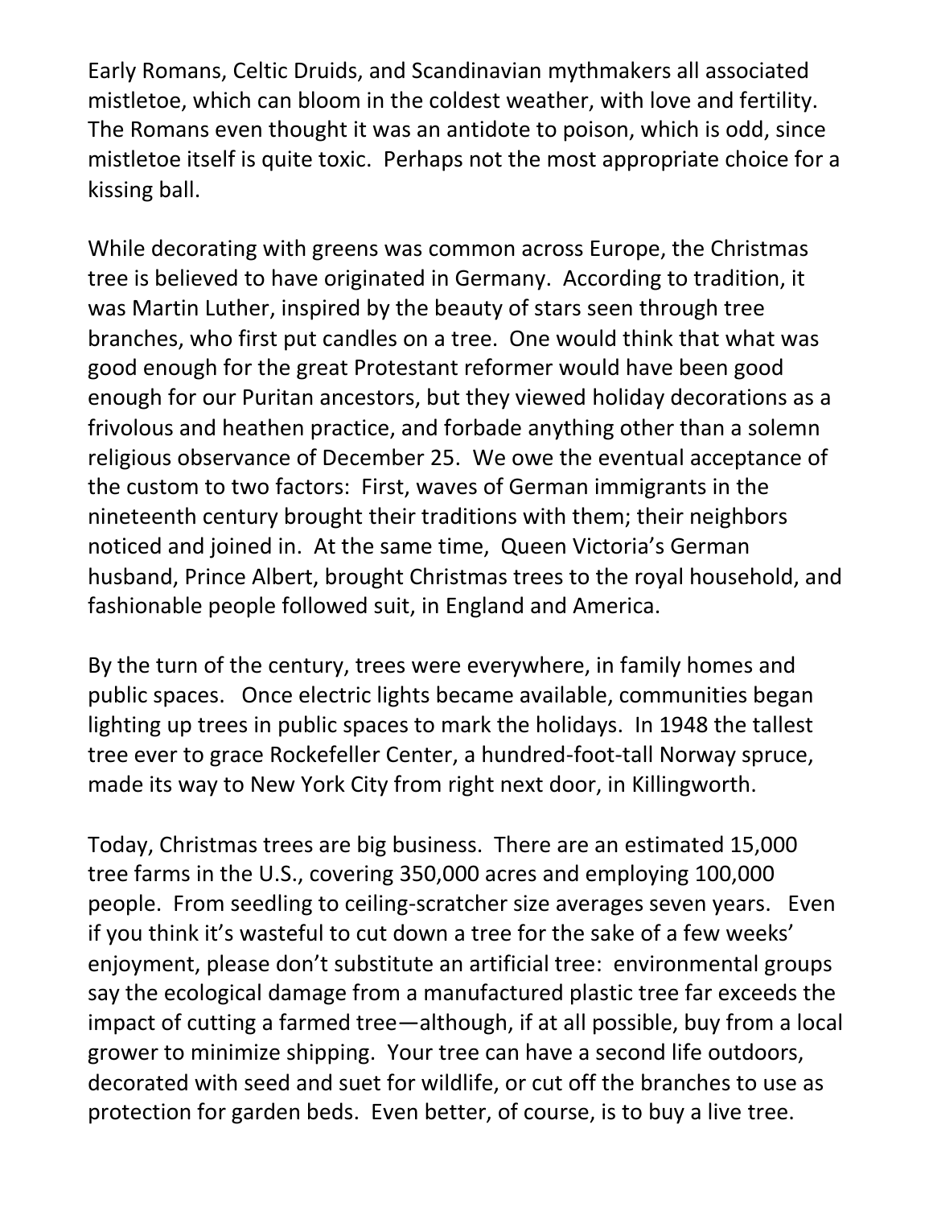Early Romans, Celtic Druids, and Scandinavian mythmakers all associated mistletoe, which can bloom in the coldest weather, with love and fertility. The Romans even thought it was an antidote to poison, which is odd, since mistletoe itself is quite toxic. Perhaps not the most appropriate choice for a kissing ball.

While decorating with greens was common across Europe, the Christmas tree is believed to have originated in Germany. According to tradition, it was Martin Luther, inspired by the beauty of stars seen through tree branches, who first put candles on a tree. One would think that what was good enough for the great Protestant reformer would have been good enough for our Puritan ancestors, but they viewed holiday decorations as a frivolous and heathen practice, and forbade anything other than a solemn religious observance of December 25. We owe the eventual acceptance of the custom to two factors: First, waves of German immigrants in the nineteenth century brought their traditions with them; their neighbors noticed and joined in. At the same time, Queen Victoria's German husband, Prince Albert, brought Christmas trees to the royal household, and fashionable people followed suit, in England and America.

By the turn of the century, trees were everywhere, in family homes and public spaces. Once electric lights became available, communities began lighting up trees in public spaces to mark the holidays. In 1948 the tallest tree ever to grace Rockefeller Center, a hundred-foot-tall Norway spruce, made its way to New York City from right next door, in Killingworth.

Today, Christmas trees are big business. There are an estimated 15,000 tree farms in the U.S., covering 350,000 acres and employing 100,000 people. From seedling to ceiling-scratcher size averages seven years. Even if you think it's wasteful to cut down a tree for the sake of a few weeks' enjoyment, please don't substitute an artificial tree: environmental groups say the ecological damage from a manufactured plastic tree far exceeds the impact of cutting a farmed tree—although, if at all possible, buy from a local grower to minimize shipping. Your tree can have a second life outdoors, decorated with seed and suet for wildlife, or cut off the branches to use as protection for garden beds. Even better, of course, is to buy a live tree.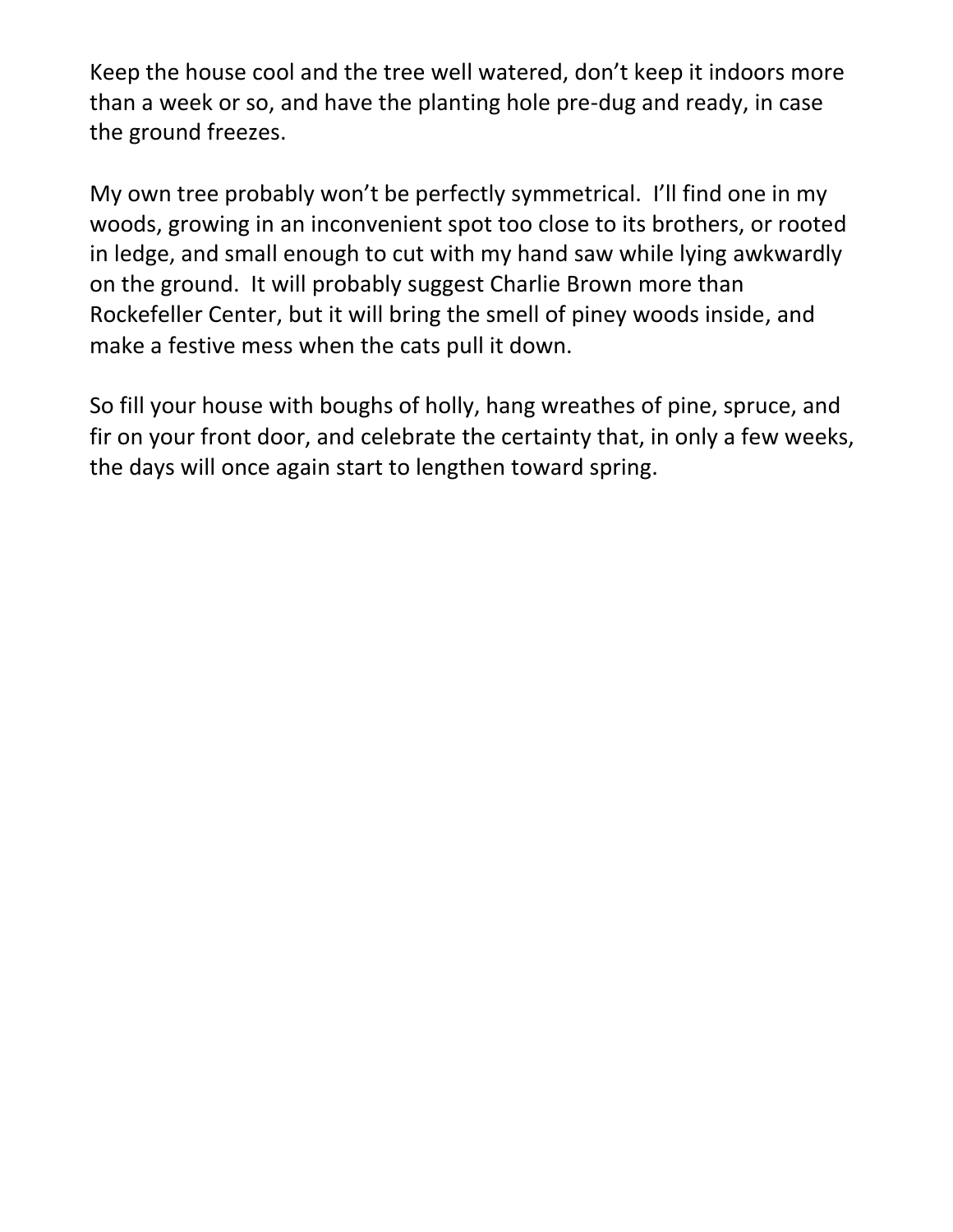Keep the house cool and the tree well watered, don't keep it indoors more than a week or so, and have the planting hole pre-dug and ready, in case the ground freezes.

My own tree probably won't be perfectly symmetrical. I'll find one in my woods, growing in an inconvenient spot too close to its brothers, or rooted in ledge, and small enough to cut with my hand saw while lying awkwardly on the ground. It will probably suggest Charlie Brown more than Rockefeller Center, but it will bring the smell of piney woods inside, and make a festive mess when the cats pull it down.

So fill your house with boughs of holly, hang wreathes of pine, spruce, and fir on your front door, and celebrate the certainty that, in only a few weeks, the days will once again start to lengthen toward spring.